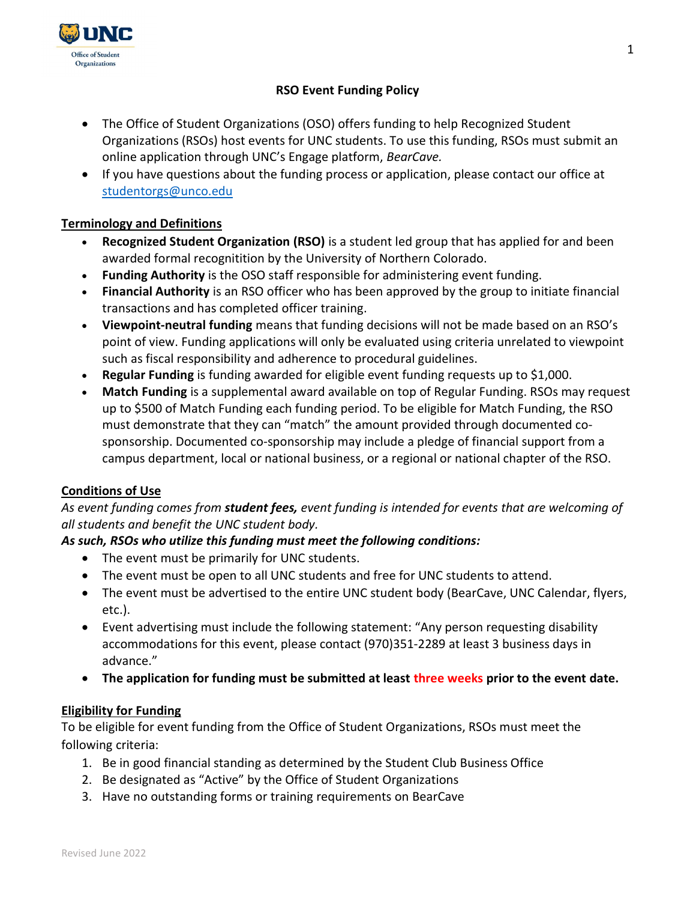# RSO Event Funding Policy

- The Office of Student Organizations (OSO) offers funding to help Recognized Student Organizations (RSOs) host events for UNC students. To use this funding, RSOs must submit an online application through UNC's Engage platform, *BearCave.*
- If you have questions about the funding process or application, please contact our office at studentorgs@unco.edu

## Terminology and Definitions

- **Recognized Student Organization (RSO)** is a student led group that has applied for and been awarded formal recognitition by the University of Northern Colorado.
- **Funding Authority** is the OSO staff responsible for administering event funding.
- **Financial Authority** is an RSO officer who has been approved by the group to initiate financial transactions and has completed officer training.
- **Viewpoint-neutral funding** means that funding decisions will not be made based on an RSO's point of view. Funding applications will only be evaluated using criteria unrelated to viewpoint such as fiscal responsibility and adherence to procedural guidelines.
- **Regular Funding** is funding awarded for eligible event funding requests up to $1,000.
- **Match Funding** is a supplemental award available on top of Regular Funding. RSOs may request up to $500 of Match Funding each funding period. To be eligible for Match Funding, the RSO must demonstrate that they can "match" the amount provided through documented co-sponsorship. Documented co-sponsorship may include a pledge of financial support from a campus department, local or national business, or a regional or national chapter of the RSO.

## Conditions of Use

*As event funding comes from **student fees,** event funding is intended for events that are welcoming of all students and benefit the UNC student body.*

***As such, RSOs who utilize this funding must meet the following conditions:***

- The event must be primarily for UNC students.
- The event must be open to all UNC students and free for UNC students to attend.
- The event must be advertised to the entire UNC student body (BearCave, UNC Calendar, flyers, etc.).
- Event advertising must include the following statement: "Any person requesting disability accommodations for this event, please contact (970)351-2289 at least 3 business days in advance."
- **The application for funding must be submitted at least three weeks prior to the event date.**

## Eligibility for Funding

To be eligible for event funding from the Office of Student Organizations, RSOs must meet the following criteria:

1. Be in good financial standing as determined by the Student Club Business Office
2. Be designated as "Active" by the Office of Student Organizations
3. Have no outstanding forms or training requirements on BearCave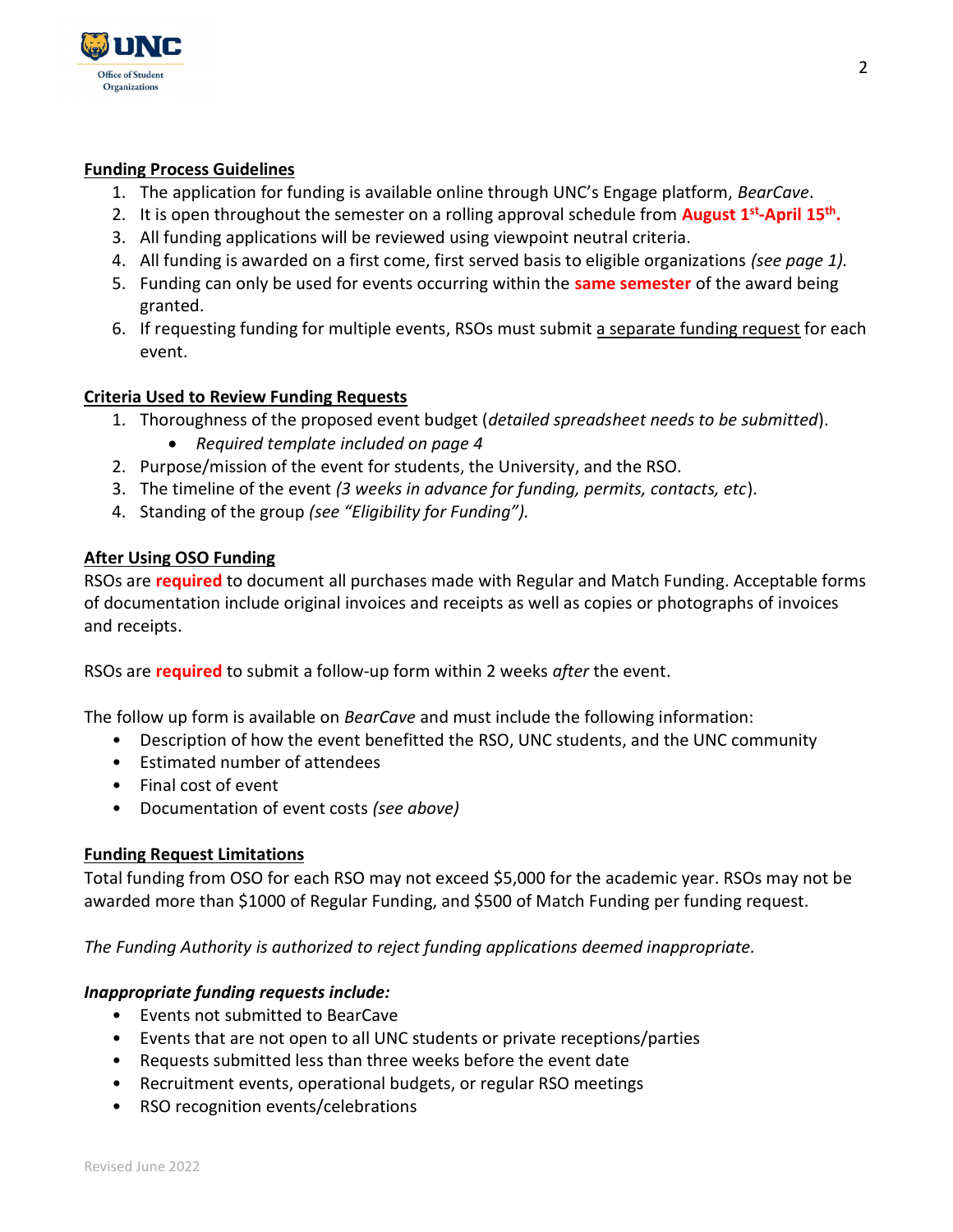## Funding Process Guidelines

1. The application for funding is available online through UNC's Engage platform, *BearCave*.
2. It is open throughout the semester on a rolling approval schedule from **August 1st-April 15th.**
3. All funding applications will be reviewed using viewpoint neutral criteria.
4. All funding is awarded on a first come, first served basis to eligible organizations *(see page 1).*
5. Funding can only be used for events occurring within the **same semester** of the award being granted.
6. If requesting funding for multiple events, RSOs must submit a separate funding request for each event.

## Criteria Used to Review Funding Requests

1. Thoroughness of the proposed event budget (*detailed spreadsheet needs to be submitted*).
   - *Required template included on page 4*
2. Purpose/mission of the event for students, the University, and the RSO.
3. The timeline of the event *(3 weeks in advance for funding, permits, contacts, etc*).
4. Standing of the group *(see "Eligibility for Funding").*

## After Using OSO Funding

RSOs are **required** to document all purchases made with Regular and Match Funding. Acceptable forms of documentation include original invoices and receipts as well as copies or photographs of invoices and receipts.

RSOs are **required** to submit a follow-up form within 2 weeks *after* the event.

The follow up form is available on *BearCave* and must include the following information:

- Description of how the event benefitted the RSO, UNC students, and the UNC community
- Estimated number of attendees
- Final cost of event
- Documentation of event costs *(see above)*

## Funding Request Limitations

Total funding from OSO for each RSO may not exceed $5,000 for the academic year. RSOs may not be awarded more than $1000 of Regular Funding, and $500 of Match Funding per funding request.

*The Funding Authority is authorized to reject funding applications deemed inappropriate.*

***Inappropriate funding requests include:***

- Events not submitted to BearCave
- Events that are not open to all UNC students or private receptions/parties
- Requests submitted less than three weeks before the event date
- Recruitment events, operational budgets, or regular RSO meetings
- RSO recognition events/celebrations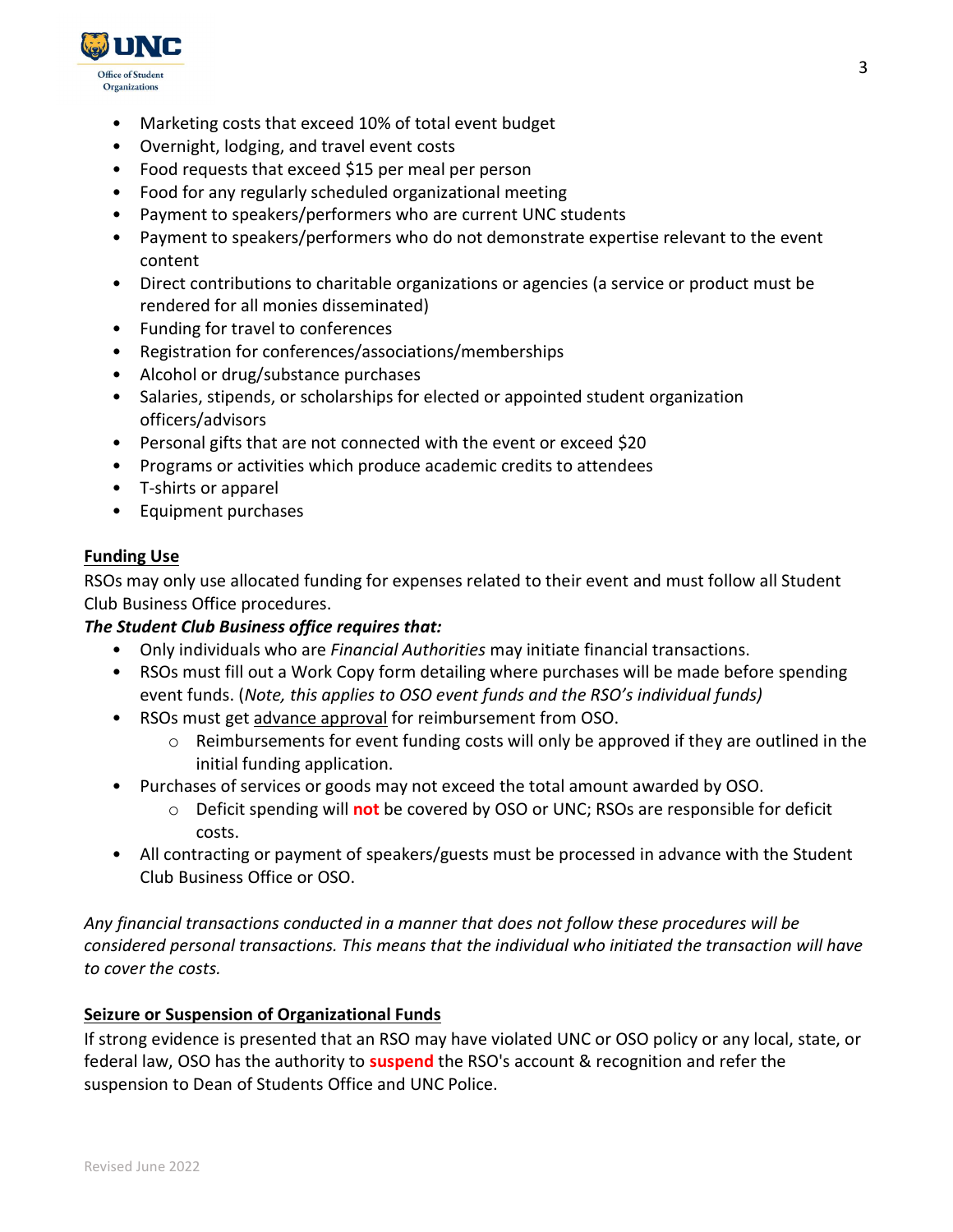- Marketing costs that exceed 10% of total event budget
- Overnight, lodging, and travel event costs
- Food requests that exceed $15 per meal per person
- Food for any regularly scheduled organizational meeting
- Payment to speakers/performers who are current UNC students
- Payment to speakers/performers who do not demonstrate expertise relevant to the event content
- Direct contributions to charitable organizations or agencies (a service or product must be rendered for all monies disseminated)
- Funding for travel to conferences
- Registration for conferences/associations/memberships
- Alcohol or drug/substance purchases
- Salaries, stipends, or scholarships for elected or appointed student organization officers/advisors
- Personal gifts that are not connected with the event or exceed $20
- Programs or activities which produce academic credits to attendees
- T-shirts or apparel
- Equipment purchases

**Funding Use**

RSOs may only use allocated funding for expenses related to their event and must follow all Student Club Business Office procedures.

***The Student Club Business office requires that:***

- Only individuals who are *Financial Authorities* may initiate financial transactions.
- RSOs must fill out a Work Copy form detailing where purchases will be made before spending event funds. (*Note, this applies to OSO event funds and the RSO's individual funds)*
- RSOs must get advance approval for reimbursement from OSO.
  - Reimbursements for event funding costs will only be approved if they are outlined in the initial funding application.
- Purchases of services or goods may not exceed the total amount awarded by OSO.
  - Deficit spending will **not** be covered by OSO or UNC; RSOs are responsible for deficit costs.
- All contracting or payment of speakers/guests must be processed in advance with the Student Club Business Office or OSO.

*Any financial transactions conducted in a manner that does not follow these procedures will be considered personal transactions. This means that the individual who initiated the transaction will have to cover the costs.*

**Seizure or Suspension of Organizational Funds**

If strong evidence is presented that an RSO may have violated UNC or OSO policy or any local, state, or federal law, OSO has the authority to **suspend** the RSO's account & recognition and refer the suspension to Dean of Students Office and UNC Police.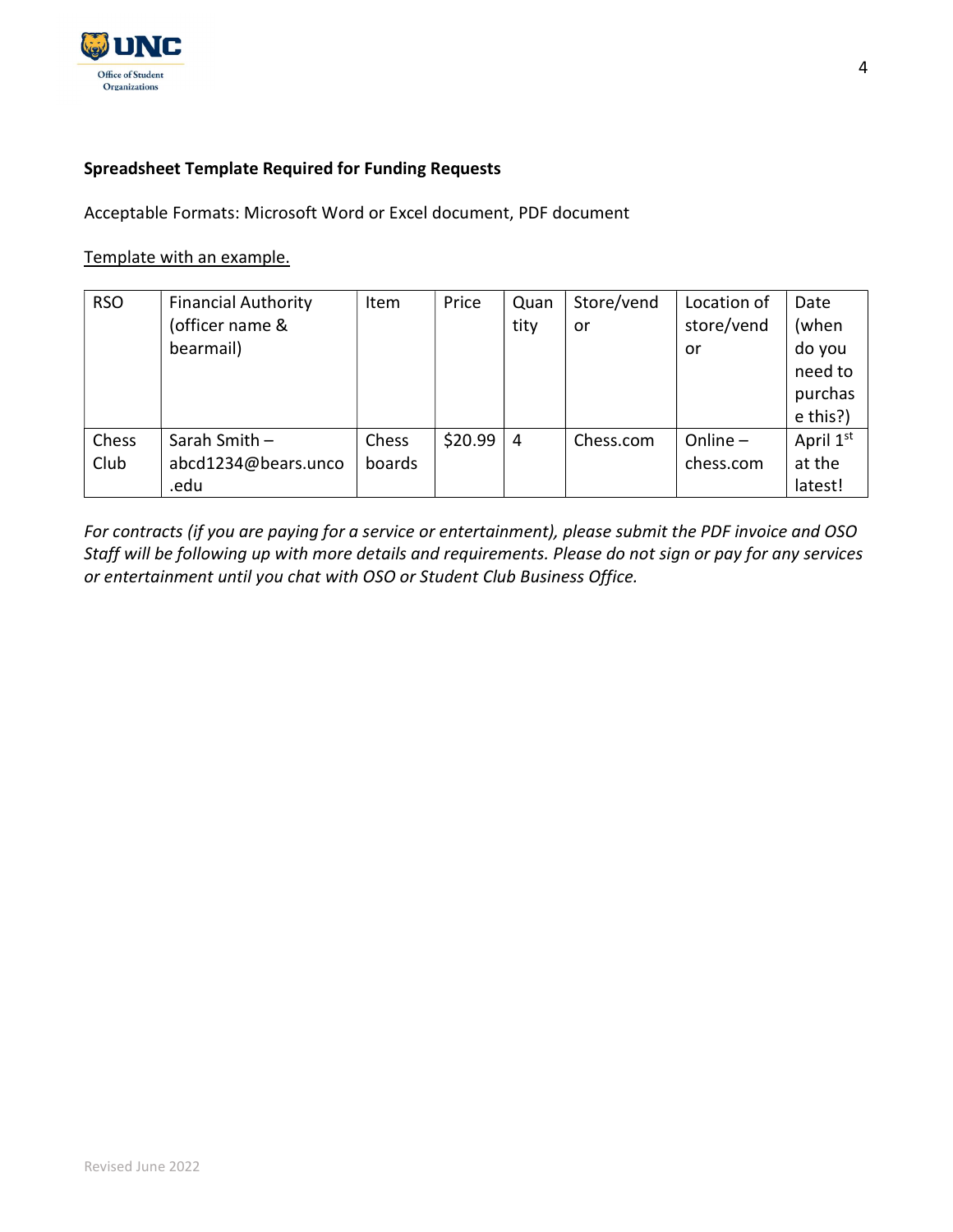**Spreadsheet Template Required for Funding Requests**

Acceptable Formats: Microsoft Word or Excel document, PDF document

Template with an example.

| RSO | Financial Authority (officer name & bearmail) | Item | Price | Quantity | Store/vendor | Location of store/vendor | Date (when do you need to purchase this?) |
|---|---|---|---|---|---|---|---|
| Chess Club | Sarah Smith – abcd1234@bears.unco.edu | Chess boards | $20.99 | 4 | Chess.com | Online – chess.com | April 1st at the latest! |

*For contracts (if you are paying for a service or entertainment), please submit the PDF invoice and OSO Staff will be following up with more details and requirements. Please do not sign or pay for any services or entertainment until you chat with OSO or Student Club Business Office.*